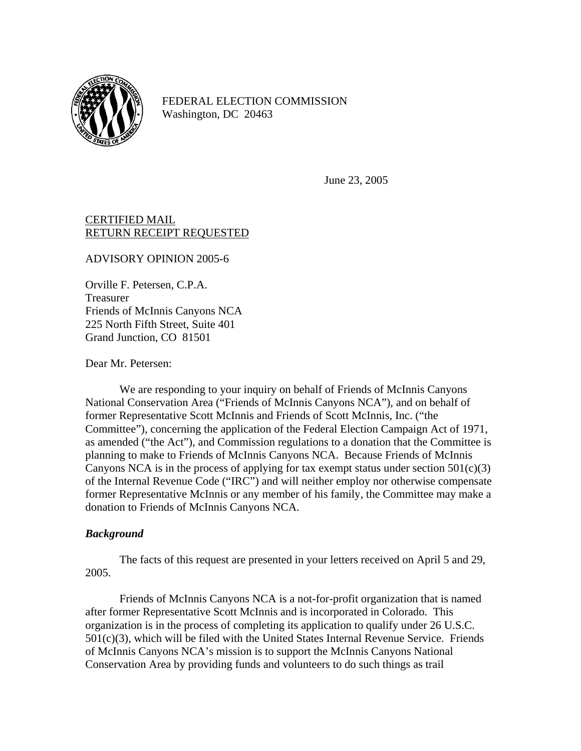FEDERAL ELECTION COMMISSION
Washington, DC 20463

June 23, 2005

<u>CERTIFIED MAIL</u>
<u>RETURN RECEIPT REQUESTED</u>

ADVISORY OPINION 2005-6

Orville F. Petersen, C.P.A.
Treasurer
Friends of McInnis Canyons NCA
225 North Fifth Street, Suite 401
Grand Junction, CO 81501

Dear Mr. Petersen:

We are responding to your inquiry on behalf of Friends of McInnis Canyons National Conservation Area ("Friends of McInnis Canyons NCA"), and on behalf of former Representative Scott McInnis and Friends of Scott McInnis, Inc. ("the Committee"), concerning the application of the Federal Election Campaign Act of 1971, as amended ("the Act"), and Commission regulations to a donation that the Committee is planning to make to Friends of McInnis Canyons NCA. Because Friends of McInnis Canyons NCA is in the process of applying for tax exempt status under section 501(c)(3) of the Internal Revenue Code ("IRC") and will neither employ nor otherwise compensate former Representative McInnis or any member of his family, the Committee may make a donation to Friends of McInnis Canyons NCA.

***Background***

The facts of this request are presented in your letters received on April 5 and 29, 2005.

Friends of McInnis Canyons NCA is a not-for-profit organization that is named after former Representative Scott McInnis and is incorporated in Colorado. This organization is in the process of completing its application to qualify under 26 U.S.C. 501(c)(3), which will be filed with the United States Internal Revenue Service. Friends of McInnis Canyons NCA's mission is to support the McInnis Canyons National Conservation Area by providing funds and volunteers to do such things as trail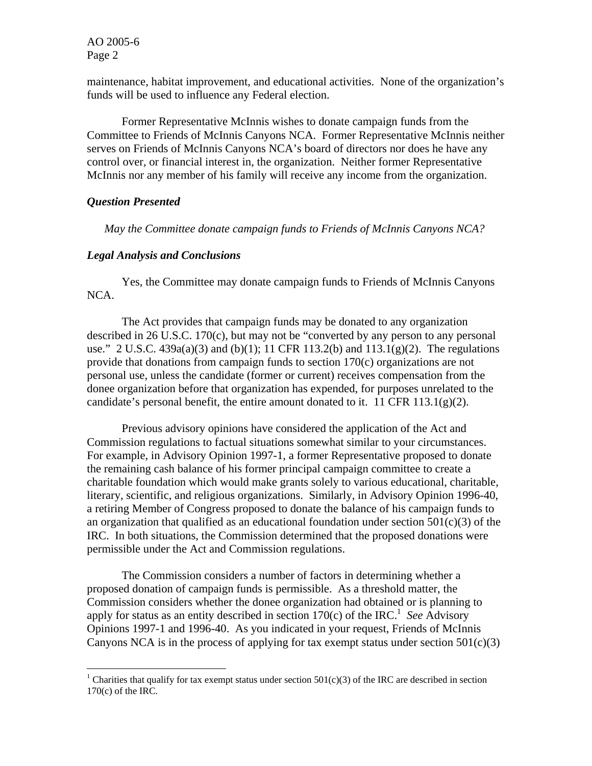maintenance, habitat improvement, and educational activities. None of the organization's funds will be used to influence any Federal election.

Former Representative McInnis wishes to donate campaign funds from the Committee to Friends of McInnis Canyons NCA. Former Representative McInnis neither serves on Friends of McInnis Canyons NCA's board of directors nor does he have any control over, or financial interest in, the organization. Neither former Representative McInnis nor any member of his family will receive any income from the organization.

### *Question Presented*

*May the Committee donate campaign funds to Friends of McInnis Canyons NCA?*

### *Legal Analysis and Conclusions*

Yes, the Committee may donate campaign funds to Friends of McInnis Canyons NCA.

The Act provides that campaign funds may be donated to any organization described in 26 U.S.C. 170(c), but may not be "converted by any person to any personal use." 2 U.S.C. 439a(a)(3) and (b)(1); 11 CFR 113.2(b) and 113.1(g)(2). The regulations provide that donations from campaign funds to section 170(c) organizations are not personal use, unless the candidate (former or current) receives compensation from the donee organization before that organization has expended, for purposes unrelated to the candidate's personal benefit, the entire amount donated to it. 11 CFR 113.1(g)(2).

Previous advisory opinions have considered the application of the Act and Commission regulations to factual situations somewhat similar to your circumstances. For example, in Advisory Opinion 1997-1, a former Representative proposed to donate the remaining cash balance of his former principal campaign committee to create a charitable foundation which would make grants solely to various educational, charitable, literary, scientific, and religious organizations. Similarly, in Advisory Opinion 1996-40, a retiring Member of Congress proposed to donate the balance of his campaign funds to an organization that qualified as an educational foundation under section 501(c)(3) of the IRC. In both situations, the Commission determined that the proposed donations were permissible under the Act and Commission regulations.

The Commission considers a number of factors in determining whether a proposed donation of campaign funds is permissible. As a threshold matter, the Commission considers whether the donee organization had obtained or is planning to apply for status as an entity described in section 170(c) of the IRC.[1] *See* Advisory Opinions 1997-1 and 1996-40. As you indicated in your request, Friends of McInnis Canyons NCA is in the process of applying for tax exempt status under section 501(c)(3)

[1] Charities that qualify for tax exempt status under section 501(c)(3) of the IRC are described in section 170(c) of the IRC.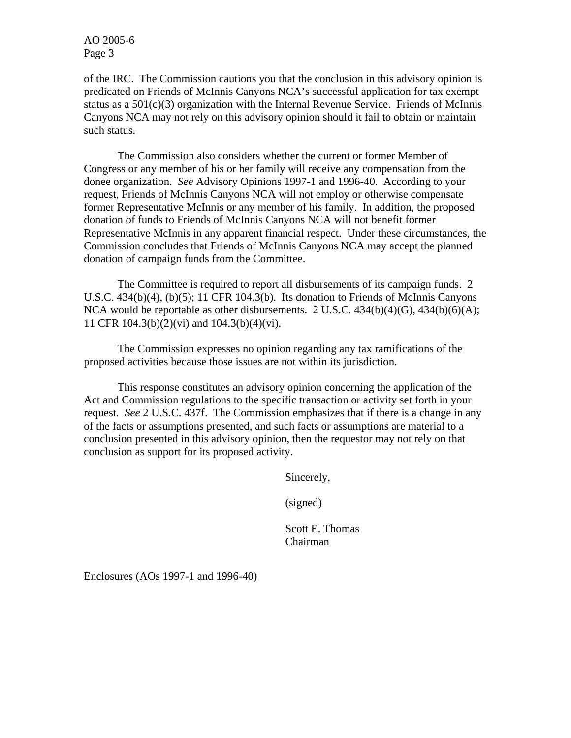of the IRC. The Commission cautions you that the conclusion in this advisory opinion is predicated on Friends of McInnis Canyons NCA's successful application for tax exempt status as a 501(c)(3) organization with the Internal Revenue Service. Friends of McInnis Canyons NCA may not rely on this advisory opinion should it fail to obtain or maintain such status.

The Commission also considers whether the current or former Member of Congress or any member of his or her family will receive any compensation from the donee organization. *See* Advisory Opinions 1997-1 and 1996-40. According to your request, Friends of McInnis Canyons NCA will not employ or otherwise compensate former Representative McInnis or any member of his family. In addition, the proposed donation of funds to Friends of McInnis Canyons NCA will not benefit former Representative McInnis in any apparent financial respect. Under these circumstances, the Commission concludes that Friends of McInnis Canyons NCA may accept the planned donation of campaign funds from the Committee.

The Committee is required to report all disbursements of its campaign funds. 2 U.S.C. 434(b)(4), (b)(5); 11 CFR 104.3(b). Its donation to Friends of McInnis Canyons NCA would be reportable as other disbursements. 2 U.S.C. 434(b)(4)(G), 434(b)(6)(A); 11 CFR 104.3(b)(2)(vi) and 104.3(b)(4)(vi).

The Commission expresses no opinion regarding any tax ramifications of the proposed activities because those issues are not within its jurisdiction.

This response constitutes an advisory opinion concerning the application of the Act and Commission regulations to the specific transaction or activity set forth in your request. *See* 2 U.S.C. 437f. The Commission emphasizes that if there is a change in any of the facts or assumptions presented, and such facts or assumptions are material to a conclusion presented in this advisory opinion, then the requestor may not rely on that conclusion as support for its proposed activity.

Sincerely,

(signed)

Scott E. Thomas
Chairman

Enclosures (AOs 1997-1 and 1996-40)